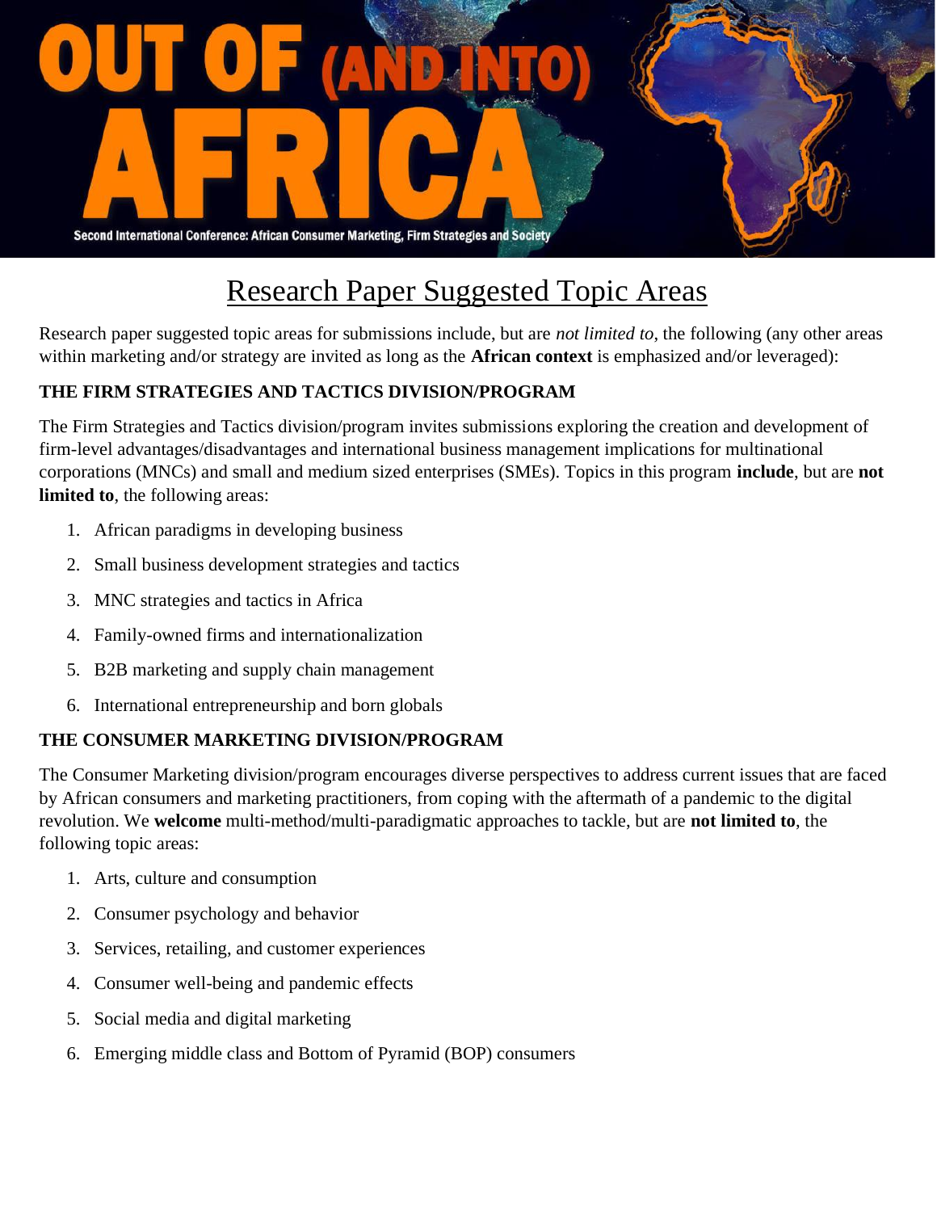# OUT OF (AND INTO) AFRICA

Second International Conference: African Consumer Marketing, Firm Strategies and Society

## Research Paper Suggested Topic Areas

Research paper suggested topic areas for submissions include, but are *not limited to*, the following (any other areas within marketing and/or strategy are invited as long as the **African context** is emphasized and/or leveraged):

### THE FIRM STRATEGIES AND TACTICS DIVISION/PROGRAM

The Firm Strategies and Tactics division/program invites submissions exploring the creation and development of firm-level advantages/disadvantages and international business management implications for multinational corporations (MNCs) and small and medium sized enterprises (SMEs). Topics in this program **include**, but are **not limited to**, the following areas:

1. African paradigms in developing business
2. Small business development strategies and tactics
3. MNC strategies and tactics in Africa
4. Family-owned firms and internationalization
5. B2B marketing and supply chain management
6. International entrepreneurship and born globals

### THE CONSUMER MARKETING DIVISION/PROGRAM

The Consumer Marketing division/program encourages diverse perspectives to address current issues that are faced by African consumers and marketing practitioners, from coping with the aftermath of a pandemic to the digital revolution. We **welcome** multi-method/multi-paradigmatic approaches to tackle, but are **not limited to**, the following topic areas:

1. Arts, culture and consumption
2. Consumer psychology and behavior
3. Services, retailing, and customer experiences
4. Consumer well-being and pandemic effects
5. Social media and digital marketing
6. Emerging middle class and Bottom of Pyramid (BOP) consumers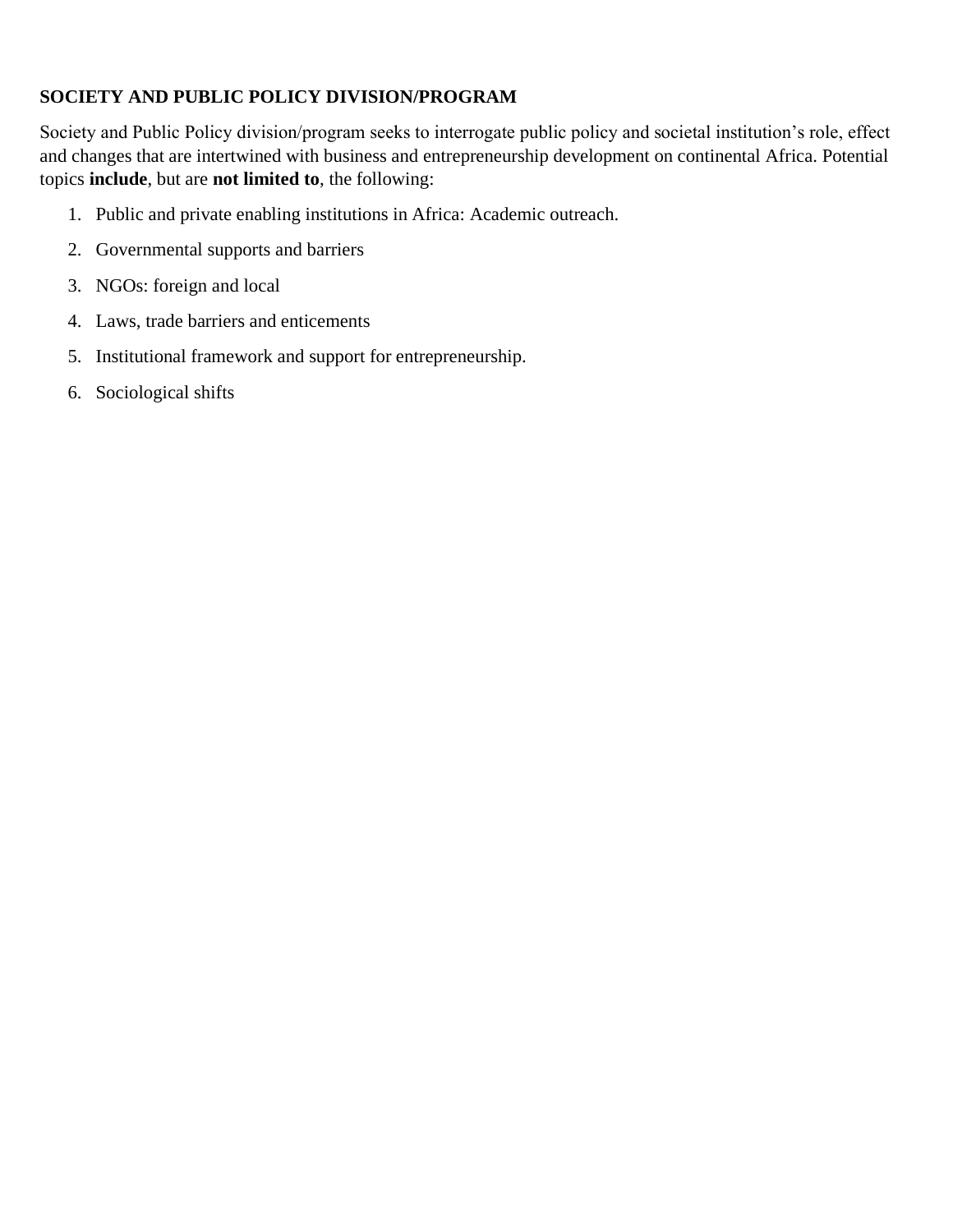**SOCIETY AND PUBLIC POLICY DIVISION/PROGRAM**

Society and Public Policy division/program seeks to interrogate public policy and societal institution's role, effect and changes that are intertwined with business and entrepreneurship development on continental Africa. Potential topics **include**, but are **not limited to**, the following:

1. Public and private enabling institutions in Africa: Academic outreach.
2. Governmental supports and barriers
3. NGOs: foreign and local
4. Laws, trade barriers and enticements
5. Institutional framework and support for entrepreneurship.
6. Sociological shifts